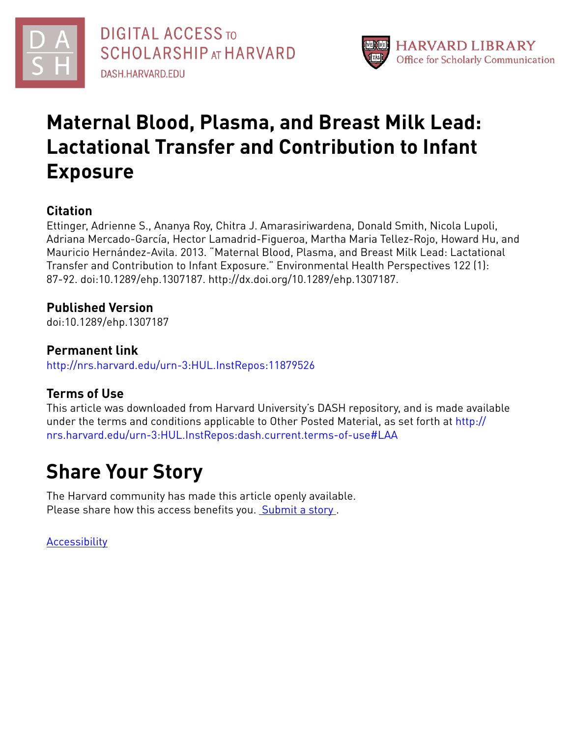DIGITAL ACCESS TO SCHOLARSHIP AT HARVARD
DASH.HARVARD.EDU

HARVARD LIBRARY
Office for Scholarly Communication

# Maternal Blood, Plasma, and Breast Milk Lead: Lactational Transfer and Contribution to Infant Exposure

## Citation

Ettinger, Adrienne S., Ananya Roy, Chitra J. Amarasiriwardena, Donald Smith, Nicola Lupoli, Adriana Mercado-García, Hector Lamadrid-Figueroa, Martha Maria Tellez-Rojo, Howard Hu, and Mauricio Hernández-Avila. 2013. "Maternal Blood, Plasma, and Breast Milk Lead: Lactational Transfer and Contribution to Infant Exposure." Environmental Health Perspectives 122 (1): 87-92. doi:10.1289/ehp.1307187. http://dx.doi.org/10.1289/ehp.1307187.

## Published Version

doi:10.1289/ehp.1307187

## Permanent link

http://nrs.harvard.edu/urn-3:HUL.InstRepos:11879526

## Terms of Use

This article was downloaded from Harvard University's DASH repository, and is made available under the terms and conditions applicable to Other Posted Material, as set forth at http://nrs.harvard.edu/urn-3:HUL.InstRepos:dash.current.terms-of-use#LAA

# Share Your Story

The Harvard community has made this article openly available.
Please share how this access benefits you. Submit a story .

Accessibility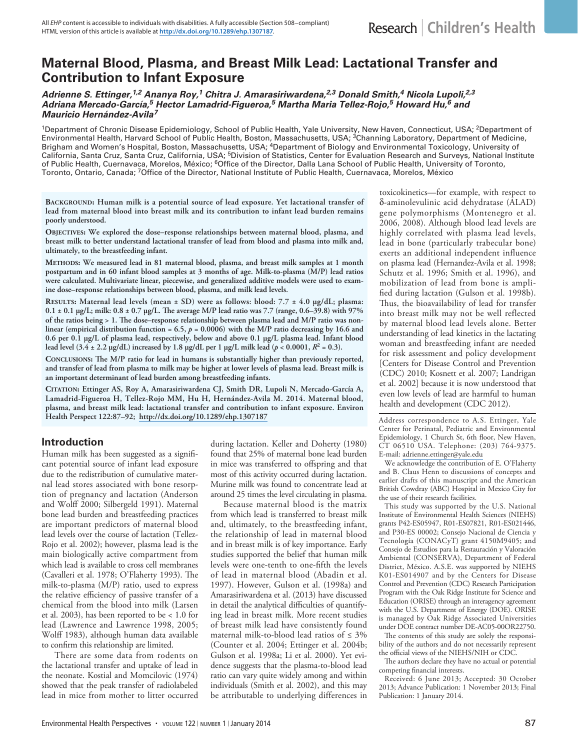# Maternal Blood, Plasma, and Breast Milk Lead: Lactational Transfer and Contribution to Infant Exposure

***Adrienne S. Ettinger,[1,2] Ananya Roy,[1] Chitra J. Amarasiriwardena,[2,3] Donald Smith,[4] Nicola Lupoli,[2,3] Adriana Mercado-García,[5] Hector Lamadrid-Figueroa,[5] Martha Maria Tellez-Rojo,[5] Howard Hu,[6] and Mauricio Hernández-Avila[7]***

[1]Department of Chronic Disease Epidemiology, School of Public Health, Yale University, New Haven, Connecticut, USA; [2]Department of Environmental Health, Harvard School of Public Health, Boston, Massachusetts, USA; [3]Channing Laboratory, Department of Medicine, Brigham and Women's Hospital, Boston, Massachusetts, USA; [4]Department of Biology and Environmental Toxicology, University of California, Santa Cruz, Santa Cruz, California, USA; [5]Division of Statistics, Center for Evaluation Research and Surveys, National Institute of Public Health, Cuernavaca, Morelos, México; [6]Office of the Director, Dalla Lana School of Public Health, University of Toronto, Toronto, Ontario, Canada; [7]Office of the Director, National Institute of Public Health, Cuernavaca, Morelos, México

**Background:** Human milk is a potential source of lead exposure. Yet lactational transfer of lead from maternal blood into breast milk and its contribution to infant lead burden remains poorly understood.

**Objectives:** We explored the dose–response relationships between maternal blood, plasma, and breast milk lead levels to better understand lactational transfer of lead from blood and plasma into milk and, ultimately, to the breastfeeding infant.

**Methods:** We measured lead in 81 maternal blood, plasma, and breast milk samples at 1 month postpartum and in 60 infant blood samples at 3 months of age. Milk-to-plasma (M/P) lead ratios were calculated. Multivariate linear, piecewise, and generalized additive models were used to examine dose–response relationships between blood, plasma, and milk lead levels.

**Results:** Maternal lead levels (mean ± SD) were as follows: blood: 7.7 ± 4.0 μg/dL; plasma: 0.1 ± 0.1 μg/L; milk: 0.8 ± 0.7 μg/L. The average M/P lead ratio was 7.7 (range, 0.6–39.8) with 97% of the ratios being > 1. The dose–response relationship between plasma lead and M/P ratio was nonlinear (empirical distribution function = 6.5, $p = 0.0006$) with the M/P ratio decreasing by 16.6 and 0.6 per 0.1 μg/L of plasma lead, respectively, below and above 0.1 μg/L plasma lead. Infant blood lead level (3.4 ± 2.2 μg/dL) increased by 1.8 μg/dL per 1 μg/L milk lead ($p < 0.0001$, $R^2 = 0.3$).

**Conclusions:** The M/P ratio for lead in humans is substantially higher than previously reported, and transfer of lead from plasma to milk may be higher at lower levels of plasma lead. Breast milk is an important determinant of lead burden among breastfeeding infants.

**Citation:** Ettinger AS, Roy A, Amarasiriwardena CJ, Smith DR, Lupoli N, Mercado-García A, Lamadrid-Figueroa H, Tellez-Rojo MM, Hu H, Hernández-Avila M. 2014. Maternal blood, plasma, and breast milk lead: lactational transfer and contribution to infant exposure. Environ Health Perspect 122:87–92; http://dx.doi.org/10.1289/ehp.1307187

## Introduction

Human milk has been suggested as a significant potential source of infant lead exposure due to the redistribution of cumulative maternal lead stores associated with bone resorption of pregnancy and lactation (Anderson and Wolff 2000; Silbergeld 1991). Maternal bone lead burden and breastfeeding practices are important predictors of maternal blood lead levels over the course of lactation (Tellez-Rojo et al. 2002); however, plasma lead is the main biologically active compartment from which lead is available to cross cell membranes (Cavalleri et al. 1978; O'Flaherty 1993). The milk-to-plasma (M/P) ratio, used to express the relative efficiency of passive transfer of a chemical from the blood into milk (Larsen et al. 2003), has been reported to be < 1.0 for lead (Lawrence and Lawrence 1998, 2005; Wolff 1983), although human data available to confirm this relationship are limited.

There are some data from rodents on the lactational transfer and uptake of lead in the neonate. Kostial and Momcilovic (1974) showed that the peak transfer of radiolabeled lead in mice from mother to litter occurred during lactation. Keller and Doherty (1980) found that 25% of maternal bone lead burden in mice was transferred to offspring and that most of this activity occurred during lactation. Murine milk was found to concentrate lead at around 25 times the level circulating in plasma.

Because maternal blood is the matrix from which lead is transferred to breast milk and, ultimately, to the breastfeeding infant, the relationship of lead in maternal blood and in breast milk is of key importance. Early studies supported the belief that human milk levels were one-tenth to one-fifth the levels of lead in maternal blood (Abadin et al. 1997). However, Gulson et al. (1998a) and Amarasiriwardena et al. (2013) have discussed in detail the analytical difficulties of quantifying lead in breast milk. More recent studies of breast milk lead have consistently found maternal milk-to-blood lead ratios of ≤ 3% (Counter et al. 2004; Ettinger et al. 2004b; Gulson et al. 1998a; Li et al. 2000). Yet evidence suggests that the plasma-to-blood lead ratio can vary quite widely among and within individuals (Smith et al. 2002), and this may be attributable to underlying differences in toxicokinetics—for example, with respect to δ-aminolevulinic acid dehydratase (ALAD) gene polymorphisms (Montenegro et al. 2006, 2008). Although blood lead levels are highly correlated with plasma lead levels, lead in bone (particularly trabecular bone) exerts an additional independent influence on plasma lead (Hernandez-Avila et al. 1998; Schutz et al. 1996; Smith et al. 1996), and mobilization of lead from bone is amplified during lactation (Gulson et al. 1998b). Thus, the bioavailability of lead for transfer into breast milk may not be well reflected by maternal blood lead levels alone. Better understanding of lead kinetics in the lactating woman and breastfeeding infant are needed for risk assessment and policy development [Centers for Disease Control and Prevention (CDC) 2010; Kosnett et al. 2007; Landrigan et al. 2002] because it is now understood that even low levels of lead are harmful to human health and development (CDC 2012).

Address correspondence to A.S. Ettinger, Yale Center for Perinatal, Pediatric and Environmental Epidemiology, 1 Church St, 6th floor, New Haven, CT 06510 USA. Telephone: (203) 764-9375. E-mail: adrienne.ettinger@yale.edu

We acknowledge the contribution of E. O'Flaherty and B. Claus Henn to discussions of concepts and earlier drafts of this manuscript and the American British Cowdray (ABC) Hospital in Mexico City for the use of their research facilities.

This study was supported by the U.S. National Institute of Environmental Health Sciences (NIEHS) grants P42-ES05947, R01-ES07821, R01-ES021446, and P30-ES 00002; Consejo Nacional de Ciencia y Tecnología (CONACyT) grant 4150M9405; and Consejo de Estudios para la Restauración y Valoración Ambiental (CONSERVA), Department of Federal District, México. A.S.E. was supported by NIEHS K01-ES014907 and by the Centers for Disease Control and Prevention (CDC) Research Participation Program with the Oak Ridge Institute for Science and Education (ORISE) through an interagency agreement with the U.S. Department of Energy (DOE). ORISE is managed by Oak Ridge Associated Universities under DOE contract number DE-AC05-00OR22750.

The contents of this study are solely the responsibility of the authors and do not necessarily represent the official views of the NIEHS/NIH or CDC.

The authors declare they have no actual or potential competing financial interests.

Received: 6 June 2013; Accepted: 30 October 2013; Advance Publication: 1 November 2013; Final Publication: 1 January 2014.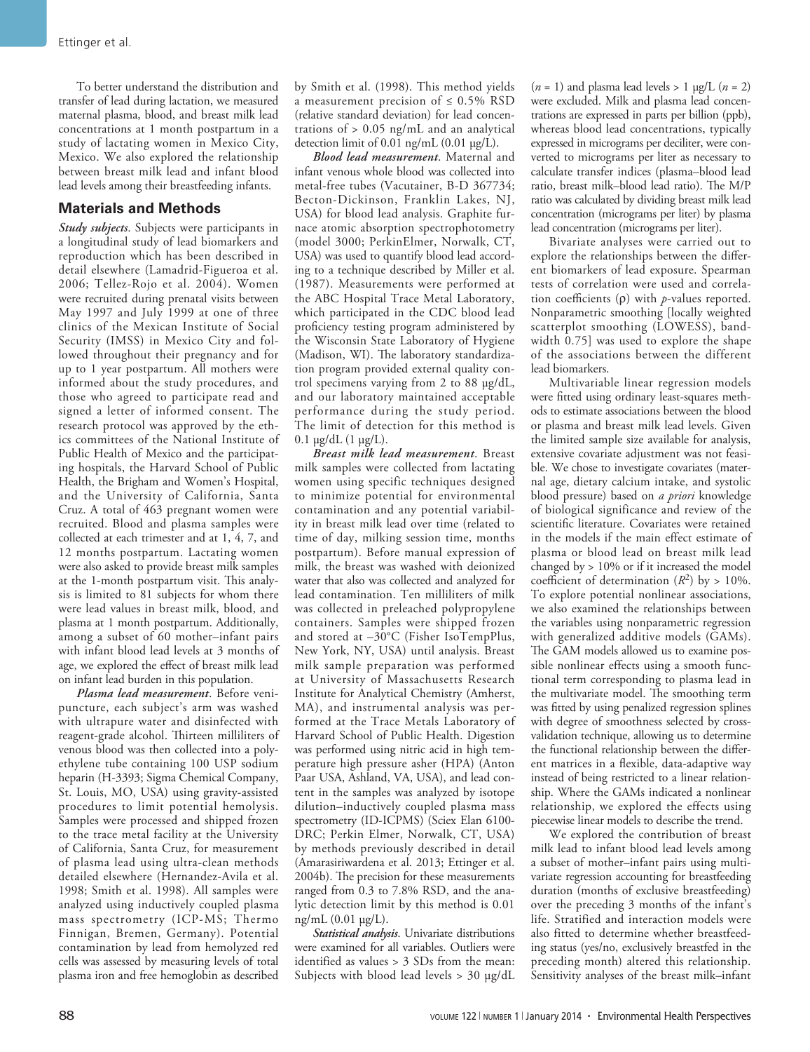To better understand the distribution and transfer of lead during lactation, we measured maternal plasma, blood, and breast milk lead concentrations at 1 month postpartum in a study of lactating women in Mexico City, Mexico. We also explored the relationship between breast milk lead and infant blood lead levels among their breastfeeding infants.

## Materials and Methods

***Study subjects.*** Subjects were participants in a longitudinal study of lead biomarkers and reproduction which has been described in detail elsewhere (Lamadrid-Figueroa et al. 2006; Tellez-Rojo et al. 2004). Women were recruited during prenatal visits between May 1997 and July 1999 at one of three clinics of the Mexican Institute of Social Security (IMSS) in Mexico City and followed throughout their pregnancy and for up to 1 year postpartum. All mothers were informed about the study procedures, and those who agreed to participate read and signed a letter of informed consent. The research protocol was approved by the ethics committees of the National Institute of Public Health of Mexico and the participating hospitals, the Harvard School of Public Health, the Brigham and Women's Hospital, and the University of California, Santa Cruz. A total of 463 pregnant women were recruited. Blood and plasma samples were collected at each trimester and at 1, 4, 7, and 12 months postpartum. Lactating women were also asked to provide breast milk samples at the 1-month postpartum visit. This analysis is limited to 81 subjects for whom there were lead values in breast milk, blood, and plasma at 1 month postpartum. Additionally, among a subset of 60 mother–infant pairs with infant blood lead levels at 3 months of age, we explored the effect of breast milk lead on infant lead burden in this population.

***Plasma lead measurement.*** Before venipuncture, each subject's arm was washed with ultrapure water and disinfected with reagent-grade alcohol. Thirteen milliliters of venous blood was then collected into a polyethylene tube containing 100 USP sodium heparin (H-3393; Sigma Chemical Company, St. Louis, MO, USA) using gravity-assisted procedures to limit potential hemolysis. Samples were processed and shipped frozen to the trace metal facility at the University of California, Santa Cruz, for measurement of plasma lead using ultra-clean methods detailed elsewhere (Hernandez-Avila et al. 1998; Smith et al. 1998). All samples were analyzed using inductively coupled plasma mass spectrometry (ICP-MS; Thermo Finnigan, Bremen, Germany). Potential contamination by lead from hemolyzed red cells was assessed by measuring levels of total plasma iron and free hemoglobin as described by Smith et al. (1998). This method yields a measurement precision of ≤ 0.5% RSD (relative standard deviation) for lead concentrations of > 0.05 ng/mL and an analytical detection limit of 0.01 ng/mL (0.01 μg/L).

***Blood lead measurement.*** Maternal and infant venous whole blood was collected into metal-free tubes (Vacutainer, B-D 367734; Becton-Dickinson, Franklin Lakes, NJ, USA) for blood lead analysis. Graphite furnace atomic absorption spectrophotometry (model 3000; PerkinElmer, Norwalk, CT, USA) was used to quantify blood lead according to a technique described by Miller et al. (1987). Measurements were performed at the ABC Hospital Trace Metal Laboratory, which participated in the CDC blood lead proficiency testing program administered by the Wisconsin State Laboratory of Hygiene (Madison, WI). The laboratory standardization program provided external quality control specimens varying from 2 to 88 μg/dL, and our laboratory maintained acceptable performance during the study period. The limit of detection for this method is 0.1 μg/dL (1 μg/L).

***Breast milk lead measurement.*** Breast milk samples were collected from lactating women using specific techniques designed to minimize potential for environmental contamination and any potential variability in breast milk lead over time (related to time of day, milking session time, months postpartum). Before manual expression of milk, the breast was washed with deionized water that also was collected and analyzed for lead contamination. Ten milliliters of milk was collected in precleaned polypropylene containers. Samples were shipped frozen and stored at –30°C (Fisher IsoTempPlus, New York, NY, USA) until analysis. Breast milk sample preparation was performed at University of Massachusetts Research Institute for Analytical Chemistry (Amherst, MA), and instrumental analysis was performed at the Trace Metals Laboratory of Harvard School of Public Health. Digestion was performed using nitric acid in high temperature high pressure asher (HPA) (Anton Paar USA, Ashland, VA, USA), and lead content in the samples was analyzed by isotope dilution–inductively coupled plasma mass spectrometry (ID-ICPMS) (Sciex Elan 6100-DRC; Perkin Elmer, Norwalk, CT, USA) by methods previously described in detail (Amarasiriwardena et al. 2013; Ettinger et al. 2004b). The precision for these measurements ranged from 0.3 to 7.8% RSD, and the analytic detection limit by this method is 0.01 ng/mL (0.01 μg/L).

***Statistical analysis.*** Univariate distributions were examined for all variables. Outliers were identified as values > 3 SDs from the mean: Subjects with blood lead levels > 30 μg/dL ($n$ = 1) and plasma lead levels > 1 μg/L ($n$ = 2) were excluded. Milk and plasma lead concentrations are expressed in parts per billion (ppb), whereas blood lead concentrations, typically expressed in micrograms per deciliter, were converted to micrograms per liter as necessary to calculate transfer indices (plasma–blood lead ratio, breast milk–blood lead ratio). The M/P ratio was calculated by dividing breast milk lead concentration (micrograms per liter) by plasma lead concentration (micrograms per liter).

Bivariate analyses were carried out to explore the relationships between the different biomarkers of lead exposure. Spearman tests of correlation were used and correlation coefficients (ρ) with $p$-values reported. Nonparametric smoothing [locally weighted scatterplot smoothing (LOWESS), bandwidth 0.75] was used to explore the shape of the associations between the different lead biomarkers.

Multivariable linear regression models were fitted using ordinary least-squares methods to estimate associations between the blood or plasma and breast milk lead levels. Given the limited sample size available for analysis, extensive covariate adjustment was not feasible. We chose to investigate covariates (maternal age, dietary calcium intake, and systolic blood pressure) based on *a priori* knowledge of biological significance and review of the scientific literature. Covariates were retained in the models if the main effect estimate of plasma or blood lead on breast milk lead changed by > 10% or if it increased the model coefficient of determination ($R^2$) by > 10%. To explore potential nonlinear associations, we also examined the relationships between the variables using nonparametric regression with generalized additive models (GAMs). The GAM models allowed us to examine possible nonlinear effects using a smooth functional term corresponding to plasma lead in the multivariate model. The smoothing term was fitted by using penalized regression splines with degree of smoothness selected by cross-validation technique, allowing us to determine the functional relationship between the different matrices in a flexible, data-adaptive way instead of being restricted to a linear relationship. Where the GAMs indicated a nonlinear relationship, we explored the effects using piecewise linear models to describe the trend.

We explored the contribution of breast milk lead to infant blood lead levels among a subset of mother–infant pairs using multivariate regression accounting for breastfeeding duration (months of exclusive breastfeeding) over the preceding 3 months of the infant's life. Stratified and interaction models were also fitted to determine whether breastfeeding status (yes/no, exclusively breastfed in the preceding month) altered this relationship. Sensitivity analyses of the breast milk–infant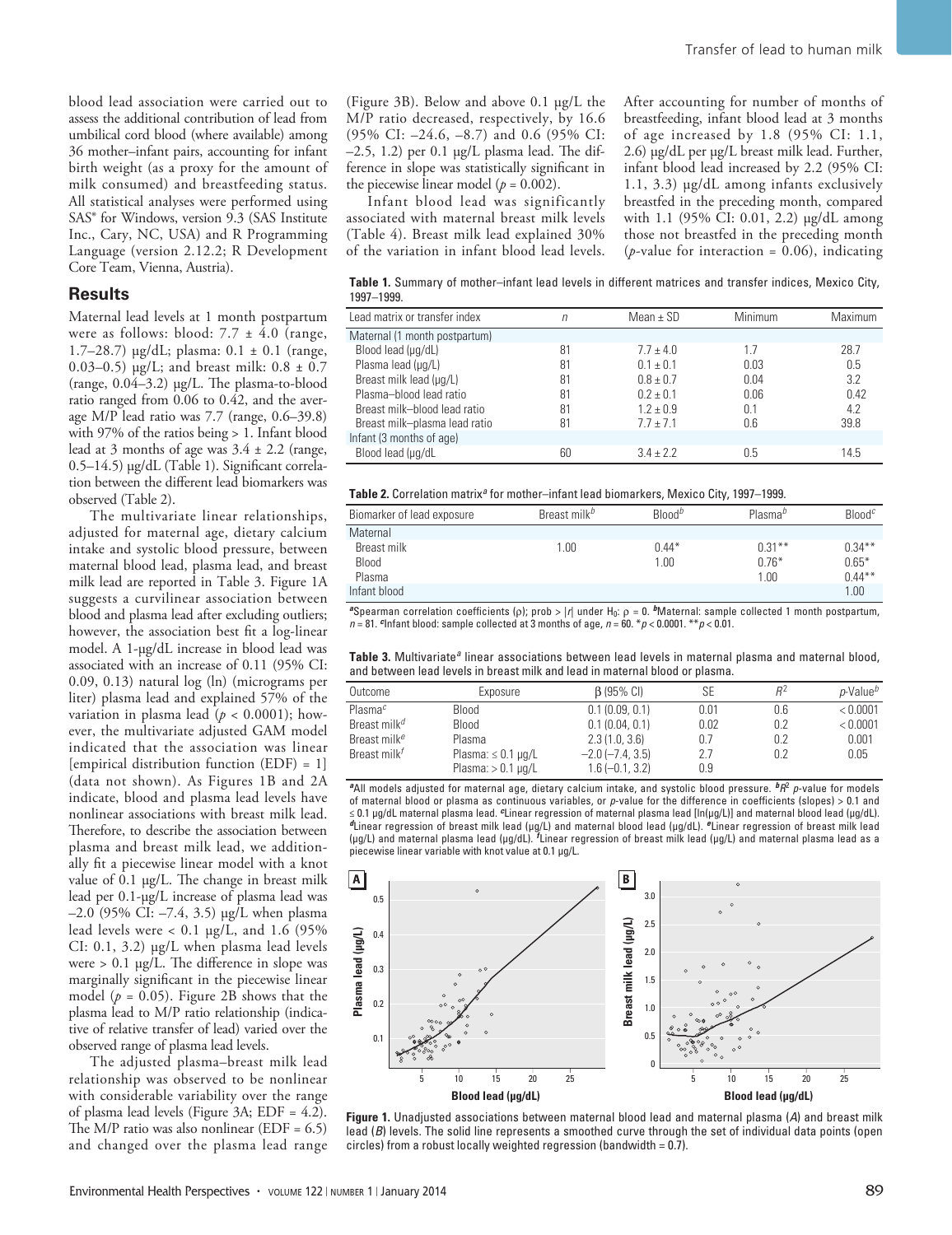blood lead association were carried out to assess the additional contribution of lead from umbilical cord blood (where available) among 36 mother–infant pairs, accounting for infant birth weight (as a proxy for the amount of milk consumed) and breastfeeding status. All statistical analyses were performed using SAS® for Windows, version 9.3 (SAS Institute Inc., Cary, NC, USA) and R Programming Language (version 2.12.2; R Development Core Team, Vienna, Austria).

## Results

Maternal lead levels at 1 month postpartum were as follows: blood: 7.7 ± 4.0 (range, 1.7–28.7) μg/dL; plasma: 0.1 ± 0.1 (range, 0.03–0.5) μg/L; and breast milk: 0.8 ± 0.7 (range, 0.04–3.2) μg/L. The plasma-to-blood ratio ranged from 0.06 to 0.42, and the average M/P lead ratio was 7.7 (range, 0.6–39.8) with 97% of the ratios being > 1. Infant blood lead at 3 months of age was 3.4 ± 2.2 (range, 0.5–14.5) μg/dL (Table 1). Significant correlation between the different lead biomarkers was observed (Table 2).

The multivariate linear relationships, adjusted for maternal age, dietary calcium intake and systolic blood pressure, between maternal blood lead, plasma lead, and breast milk lead are reported in Table 3. Figure 1A suggests a curvilinear association between blood and plasma lead after excluding outliers; however, the association best fit a log-linear model. A 1-μg/dL increase in blood lead was associated with an increase of 0.11 (95% CI: 0.09, 0.13) natural log (ln) (micrograms per liter) plasma lead and explained 57% of the variation in plasma lead ($p < 0.0001$); however, the multivariate adjusted GAM model indicated that the association was linear [empirical distribution function (EDF) = 1] (data not shown). As Figures 1B and 2A indicate, blood and plasma lead levels have nonlinear associations with breast milk lead. Therefore, to describe the association between plasma and breast milk lead, we additionally fit a piecewise linear model with a knot value of 0.1 μg/L. The change in breast milk lead per 0.1-μg/L increase of plasma lead was –2.0 (95% CI: –7.4, 3.5) μg/L when plasma lead levels were < 0.1 μg/L, and 1.6 (95% CI: 0.1, 3.2) μg/L when plasma lead levels were > 0.1 μg/L. The difference in slope was marginally significant in the piecewise linear model ($p = 0.05$). Figure 2B shows that the plasma lead to M/P ratio relationship (indicative of relative transfer of lead) varied over the observed range of plasma lead levels.

The adjusted plasma–breast milk lead relationship was observed to be nonlinear with considerable variability over the range of plasma lead levels (Figure 3A; EDF = 4.2). The M/P ratio was also nonlinear (EDF = 6.5) and changed over the plasma lead range (Figure 3B). Below and above 0.1 μg/L the M/P ratio decreased, respectively, by 16.6 (95% CI: –24.6, –8.7) and 0.6 (95% CI: –2.5, 1.2) per 0.1 μg/L plasma lead. The difference in slope was statistically significant in the piecewise linear model ($p = 0.002$).

Infant blood lead was significantly associated with maternal breast milk levels (Table 4). Breast milk lead explained 30% of the variation in infant blood lead levels. After accounting for number of months of breastfeeding, infant blood lead at 3 months of age increased by 1.8 (95% CI: 1.1, 2.6) μg/dL per μg/L breast milk lead. Further, infant blood lead increased by 2.2 (95% CI: 1.1, 3.3) μg/dL among infants exclusively breastfed in the preceding month, compared with 1.1 (95% CI: 0.01, 2.2) μg/dL among those not breastfed in the preceding month ($p$-value for interaction = 0.06), indicating

**Table 1.** Summary of mother–infant lead levels in different matrices and transfer indices, Mexico City, 1997–1999.

| Lead matrix or transfer index | *n* | Mean ± SD | Minimum | Maximum |
|---|---|---|---|---|
| Maternal (1 month postpartum) | | | | |
| Blood lead (μg/dL) | 81 | 7.7 ± 4.0 | 1.7 | 28.7 |
| Plasma lead (μg/L) | 81 | 0.1 ± 0.1 | 0.03 | 0.5 |
| Breast milk lead (μg/L) | 81 | 0.8 ± 0.7 | 0.04 | 3.2 |
| Plasma–blood lead ratio | 81 | 0.2 ± 0.1 | 0.06 | 0.42 |
| Breast milk–blood lead ratio | 81 | 1.2 ± 0.9 | 0.1 | 4.2 |
| Breast milk–plasma lead ratio | 81 | 7.7 ± 7.1 | 0.6 | 39.8 |
| Infant (3 months of age) | | | | |
| Blood lead (μg/dL | 60 | 3.4 ± 2.2 | 0.5 | 14.5 |

**Table 2.** Correlation matrix[a] for mother–infant lead biomarkers, Mexico City, 1997–1999.

| Biomarker of lead exposure | Breast milk[b] | Blood[b] | Plasma[b] | Blood[c] |
|---|---|---|---|---|
| Maternal | | | | |
| Breast milk | 1.00 | 0.44* | 0.31** | 0.34** |
| Blood | | 1.00 | 0.76* | 0.65* |
| Plasma | | | 1.00 | 0.44** |
| Infant blood | | | | 1.00 |

[a]Spearman correlation coefficients (ρ); prob > |r| under H0: ρ = 0. [b]Maternal: sample collected 1 month postpartum, *n* = 81. [c]Infant blood: sample collected at 3 months of age, *n* = 60. *$p < 0.0001$. **$p < 0.01$.

**Table 3.** Multivariate[a] linear associations between lead levels in maternal plasma and maternal blood, and between lead levels in breast milk and lead in maternal blood or plasma.

| Outcome | Exposure | β (95% CI) | SE | $R^2$ | *p*-Value[b] |
|---|---|---|---|---|---|
| Plasma[c] | Blood | 0.1 (0.09, 0.1) | 0.01 | 0.6 | < 0.0001 |
| Breast milk[d] | Blood | 0.1 (0.04, 0.1) | 0.02 | 0.2 | < 0.0001 |
| Breast milk[e] | Plasma | 2.3 (1.0, 3.6) | 0.7 | 0.2 | 0.001 |
| Breast milk[f] | Plasma: ≤ 0.1 μg/L | –2.0 (–7.4, 3.5) | 2.7 | 0.2 | 0.05 |
| | Plasma: > 0.1 μg/L | 1.6 (–0.1, 3.2) | 0.9 | | |

[a]All models adjusted for maternal age, dietary calcium intake, and systolic blood pressure. [b]$R^2$ *p*-value for models of maternal blood or plasma as continuous variables, or *p*-value for the difference in coefficients (slopes) > 0.1 and ≤ 0.1 μg/dL maternal plasma lead. [c]Linear regression of maternal plasma lead [ln(μg/L)] and maternal blood lead (μg/dL). [d]Linear regression of breast milk lead (μg/L) and maternal blood lead (μg/dL). [e]Linear regression of breast milk lead (μg/L) and maternal plasma lead (μg/dL). [f]Linear regression of breast milk lead (μg/L) and maternal plasma lead as a piecewise linear variable with knot value at 0.1 μg/L.

**Figure 1.** Unadjusted associations between maternal blood lead and maternal plasma (*A*) and breast milk lead (*B*) levels. The solid line represents a smoothed curve through the set of individual data points (open circles) from a robust locally weighted regression (bandwidth = 0.7).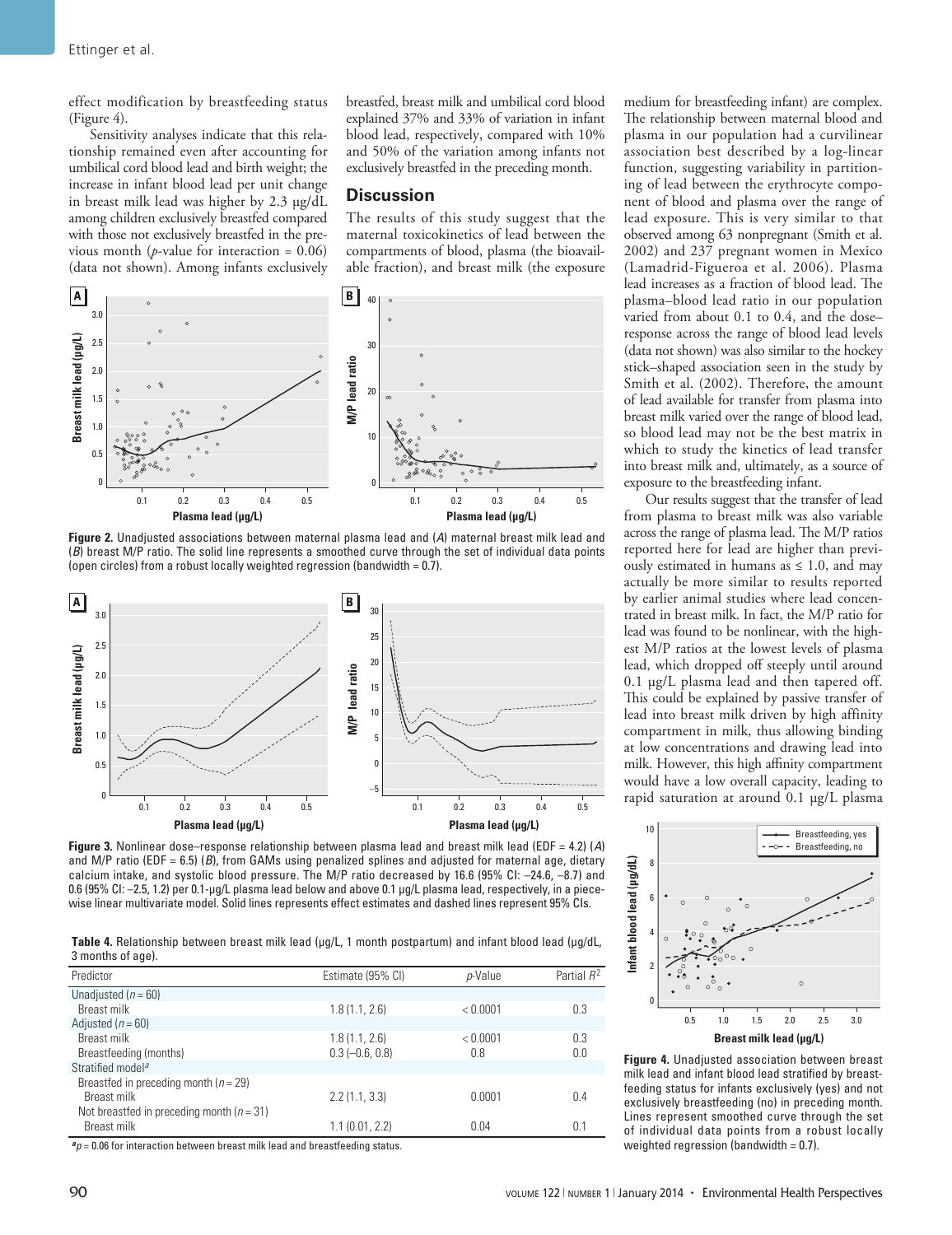effect modification by breastfeeding status (Figure 4).

Sensitivity analyses indicate that this relationship remained even after accounting for umbilical cord blood lead and birth weight; the increase in infant blood lead per unit change in breast milk lead was higher by 2.3 μg/dL among children exclusively breastfed compared with those not exclusively breastfed in the previous month ($p$-value for interaction = 0.06) (data not shown). Among infants exclusively breastfed, breast milk and umbilical cord blood explained 37% and 33% of variation in infant blood lead, respectively, compared with 10% and 50% of the variation among infants not exclusively breastfed in the preceding month.

## Discussion

The results of this study suggest that the maternal toxicokinetics of lead between the compartments of blood, plasma (the bioavailable fraction), and breast milk (the exposure medium for breastfeeding infant) are complex. The relationship between maternal blood and plasma in our population had a curvilinear association best described by a log-linear function, suggesting variability in partitioning of lead between the erythrocyte component of blood and plasma over the range of lead exposure. This is very similar to that observed among 63 nonpregnant (Smith et al. 2002) and 237 pregnant women in Mexico (Lamadrid-Figueroa et al. 2006). Plasma lead increases as a fraction of blood lead. The plasma–blood lead ratio in our population varied from about 0.1 to 0.4, and the dose–response across the range of blood lead levels (data not shown) was also similar to the hockey stick–shaped association seen in the study by Smith et al. (2002). Therefore, the amount of lead available for transfer from plasma into breast milk varied over the range of blood lead, so blood lead may not be the best matrix in which to study the kinetics of lead transfer into breast milk and, ultimately, as a source of exposure to the breastfeeding infant.

Our results suggest that the transfer of lead from plasma to breast milk was also variable across the range of plasma lead. The M/P ratios reported here for lead are higher than previously estimated in humans as ≤ 1.0, and may actually be more similar to results reported by earlier animal studies where lead concentrated in breast milk. In fact, the M/P ratio for lead was found to be nonlinear, with the highest M/P ratios at the lowest levels of plasma lead, which dropped off steeply until around 0.1 μg/L plasma lead and then tapered off. This could be explained by passive transfer of lead into breast milk driven by high affinity compartment in milk, thus allowing binding at low concentrations and drawing lead into milk. However, this high affinity compartment would have a low overall capacity, leading to rapid saturation at around 0.1 μg/L plasma

**Figure 2.** Unadjusted associations between maternal plasma lead and (*A*) maternal breast milk lead and (*B*) breast M/P ratio. The solid line represents a smoothed curve through the set of individual data points (open circles) from a robust locally weighted regression (bandwidth = 0.7).

**Figure 3.** Nonlinear dose–response relationship between plasma lead and breast milk lead (EDF = 4.2) (*A*) and M/P ratio (EDF = 6.5) (*B*), from GAMs using penalized splines and adjusted for maternal age, dietary calcium intake, and systolic blood pressure. The M/P ratio decreased by 16.6 (95% CI: –24.6, –8.7) and 0.6 (95% CI: –2.5, 1.2) per 0.1-μg/L plasma lead below and above 0.1 μg/L plasma lead, respectively, in a piecewise linear multivariate model. Solid lines represents effect estimates and dashed lines represent 95% CIs.

**Table 4.** Relationship between breast milk lead (μg/L, 1 month postpartum) and infant blood lead (μg/dL, 3 months of age).

| Predictor | Estimate (95% CI) | $p$-Value | Partial $R^2$ |
|---|---|---|---|
| Unadjusted ($n$ = 60) | | | |
| Breast milk | 1.8 (1.1, 2.6) | < 0.0001 | 0.3 |
| Adjusted ($n$ = 60) | | | |
| Breast milk | 1.8 (1.1, 2.6) | < 0.0001 | 0.3 |
| Breastfeeding (months) | 0.3 (–0.6, 0.8) | 0.8 | 0.0 |
| Stratified model[a] | | | |
| Breastfed in preceding month ($n$ = 29) | | | |
| Breast milk | 2.2 (1.1, 3.3) | 0.0001 | 0.4 |
| Not breastfed in preceding month ($n$ = 31) | | | |
| Breast milk | 1.1 (0.01, 2.2) | 0.04 | 0.1 |

[a] $p$ = 0.06 for interaction between breast milk lead and breastfeeding status.

**Figure 4.** Unadjusted association between breast milk lead and infant blood lead stratified by breastfeeding status for infants exclusively (yes) and not exclusively breastfeeding (no) in preceding month. Lines represent smoothed curve through the set of individual data points from a robust locally weighted regression (bandwidth = 0.7).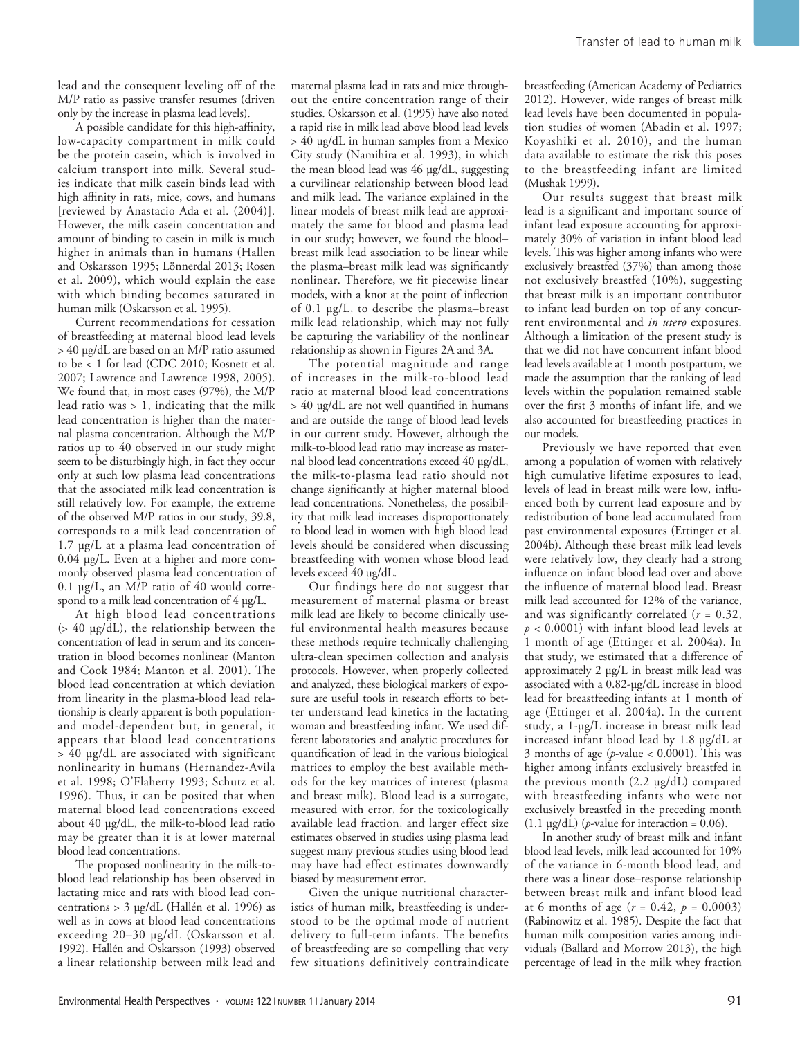lead and the consequent leveling off of the M/P ratio as passive transfer resumes (driven only by the increase in plasma lead levels).

A possible candidate for this high-affinity, low-capacity compartment in milk could be the protein casein, which is involved in calcium transport into milk. Several studies indicate that milk casein binds lead with high affinity in rats, mice, cows, and humans [reviewed by Anastacio Ada et al. (2004)]. However, the milk casein concentration and amount of binding to casein in milk is much higher in animals than in humans (Hallen and Oskarsson 1995; Lönnerdal 2013; Rosen et al. 2009), which would explain the ease with which binding becomes saturated in human milk (Oskarsson et al. 1995).

Current recommendations for cessation of breastfeeding at maternal blood lead levels > 40 μg/dL are based on an M/P ratio assumed to be < 1 for lead (CDC 2010; Kosnett et al. 2007; Lawrence and Lawrence 1998, 2005). We found that, in most cases (97%), the M/P lead ratio was > 1, indicating that the milk lead concentration is higher than the maternal plasma concentration. Although the M/P ratios up to 40 observed in our study might seem to be disturbingly high, in fact they occur only at such low plasma lead concentrations that the associated milk lead concentration is still relatively low. For example, the extreme of the observed M/P ratios in our study, 39.8, corresponds to a milk lead concentration of 1.7 μg/L at a plasma lead concentration of 0.04 μg/L. Even at a higher and more commonly observed plasma lead concentration of 0.1 μg/L, an M/P ratio of 40 would correspond to a milk lead concentration of 4 μg/L.

At high blood lead concentrations (> 40 μg/dL), the relationship between the concentration of lead in serum and its concentration in blood becomes nonlinear (Manton and Cook 1984; Manton et al. 2001). The blood lead concentration at which deviation from linearity in the plasma-blood lead relationship is clearly apparent is both population- and model-dependent but, in general, it appears that blood lead concentrations > 40 μg/dL are associated with significant nonlinearity in humans (Hernandez-Avila et al. 1998; O'Flaherty 1993; Schutz et al. 1996). Thus, it can be posited that when maternal blood lead concentrations exceed about 40 μg/dL, the milk-to-blood lead ratio may be greater than it is at lower maternal blood lead concentrations.

The proposed nonlinearity in the milk-to-blood lead relationship has been observed in lactating mice and rats with blood lead concentrations > 3 μg/dL (Hallén et al. 1996) as well as in cows at blood lead concentrations exceeding 20–30 μg/dL (Oskarsson et al. 1992). Hallén and Oskarsson (1993) observed a linear relationship between milk lead and maternal plasma lead in rats and mice throughout the entire concentration range of their studies. Oskarsson et al. (1995) have also noted a rapid rise in milk lead above blood lead levels > 40 μg/dL in human samples from a Mexico City study (Namihira et al. 1993), in which the mean blood lead was 46 μg/dL, suggesting a curvilinear relationship between blood lead and milk lead. The variance explained in the linear models of breast milk lead are approximately the same for blood and plasma lead in our study; however, we found the blood–breast milk lead association to be linear while the plasma–breast milk lead was significantly nonlinear. Therefore, we fit piecewise linear models, with a knot at the point of inflection of 0.1 μg/L, to describe the plasma–breast milk lead relationship, which may not fully be capturing the variability of the nonlinear relationship as shown in Figures 2A and 3A.

The potential magnitude and range of increases in the milk-to-blood lead ratio at maternal blood lead concentrations > 40 μg/dL are not well quantified in humans and are outside the range of blood lead levels in our current study. However, although the milk-to-blood lead ratio may increase as maternal blood lead concentrations exceed 40 μg/dL, the milk-to-plasma lead ratio should not change significantly at higher maternal blood lead concentrations. Nonetheless, the possibility that milk lead increases disproportionately to blood lead in women with high blood lead levels should be considered when discussing breastfeeding with women whose blood lead levels exceed 40 μg/dL.

Our findings here do not suggest that measurement of maternal plasma or breast milk lead are likely to become clinically useful environmental health measures because these methods require technically challenging ultra-clean specimen collection and analysis protocols. However, when properly collected and analyzed, these biological markers of exposure are useful tools in research efforts to better understand lead kinetics in the lactating woman and breastfeeding infant. We used different laboratories and analytic procedures for quantification of lead in the various biological matrices to employ the best available methods for the key matrices of interest (plasma and breast milk). Blood lead is a surrogate, measured with error, for the toxicologically available lead fraction, and larger effect size estimates observed in studies using plasma lead suggest many previous studies using blood lead may have had effect estimates downwardly biased by measurement error.

Given the unique nutritional characteristics of human milk, breastfeeding is understood to be the optimal mode of nutrient delivery to full-term infants. The benefits of breastfeeding are so compelling that very few situations definitively contraindicate breastfeeding (American Academy of Pediatrics 2012). However, wide ranges of breast milk lead levels have been documented in population studies of women (Abadin et al. 1997; Koyashiki et al. 2010), and the human data available to estimate the risk this poses to the breastfeeding infant are limited (Mushak 1999).

Our results suggest that breast milk lead is a significant and important source of infant lead exposure accounting for approximately 30% of variation in infant blood lead levels. This was higher among infants who were exclusively breastfed (37%) than among those not exclusively breastfed (10%), suggesting that breast milk is an important contributor to infant lead burden on top of any concurrent environmental and *in utero* exposures. Although a limitation of the present study is that we did not have concurrent infant blood lead levels available at 1 month postpartum, we made the assumption that the ranking of lead levels within the population remained stable over the first 3 months of infant life, and we also accounted for breastfeeding practices in our models.

Previously we have reported that even among a population of women with relatively high cumulative lifetime exposures to lead, levels of lead in breast milk were low, influenced both by current lead exposure and by redistribution of bone lead accumulated from past environmental exposures (Ettinger et al. 2004b). Although these breast milk lead levels were relatively low, they clearly had a strong influence on infant blood lead over and above the influence of maternal blood lead. Breast milk lead accounted for 12% of the variance, and was significantly correlated ($r = 0.32$, $p < 0.0001$) with infant blood lead levels at 1 month of age (Ettinger et al. 2004a). In that study, we estimated that a difference of approximately 2 μg/L in breast milk lead was associated with a 0.82-μg/dL increase in blood lead for breastfeeding infants at 1 month of age (Ettinger et al. 2004a). In the current study, a 1-μg/L increase in breast milk lead increased infant blood lead by 1.8 μg/dL at 3 months of age ($p$-value < 0.0001). This was higher among infants exclusively breastfed in the previous month (2.2 μg/dL) compared with breastfeeding infants who were not exclusively breastfed in the preceding month (1.1 μg/dL) ($p$-value for interaction = 0.06).

In another study of breast milk and infant blood lead levels, milk lead accounted for 10% of the variance in 6-month blood lead, and there was a linear dose–response relationship between breast milk and infant blood lead at 6 months of age ($r = 0.42$, $p = 0.0003$) (Rabinowitz et al. 1985). Despite the fact that human milk composition varies among individuals (Ballard and Morrow 2013), the high percentage of lead in the milk whey fraction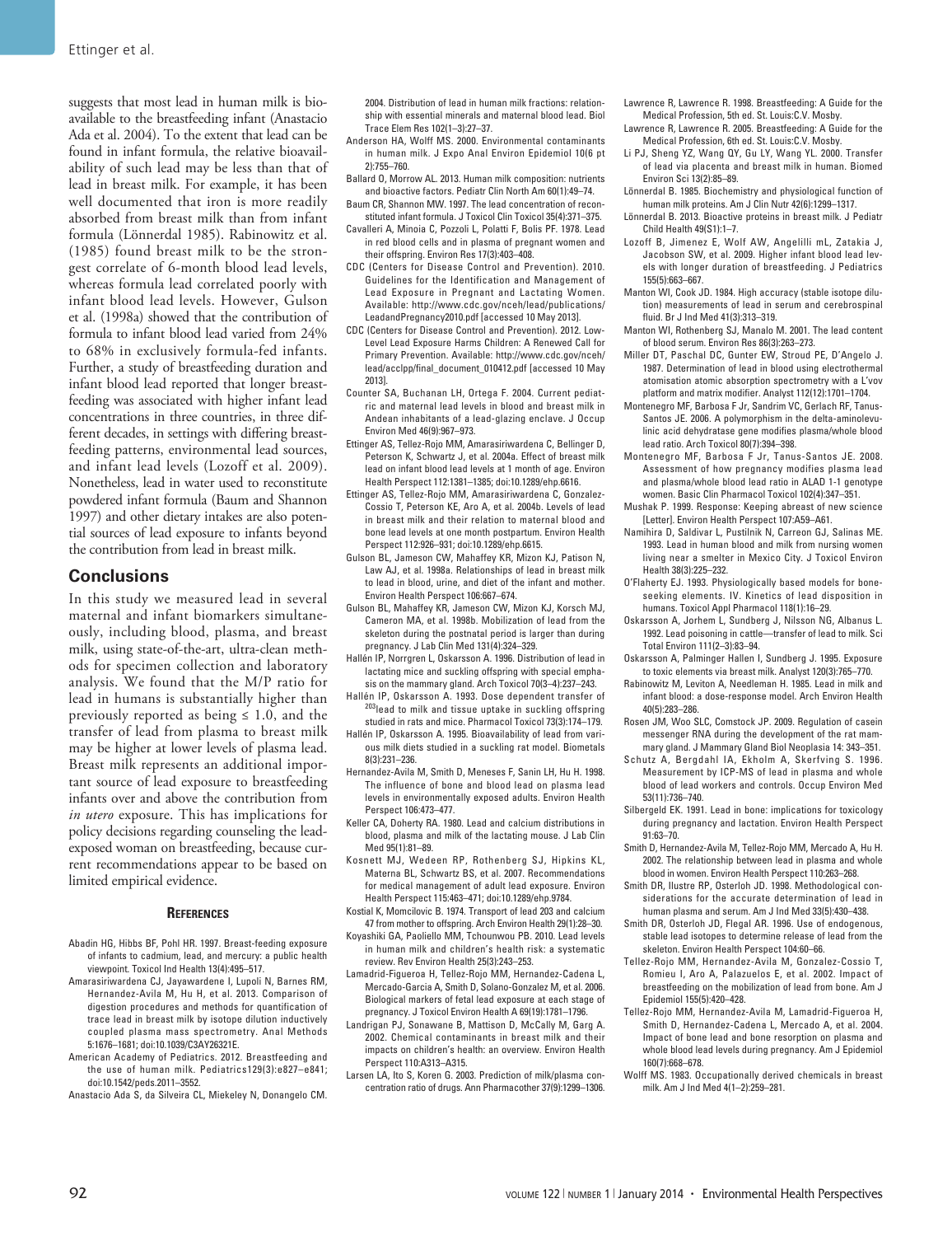suggests that most lead in human milk is bioavailable to the breastfeeding infant (Anastacio Ada et al. 2004). To the extent that lead can be found in infant formula, the relative bioavailability of such lead may be less than that of lead in breast milk. For example, it has been well documented that iron is more readily absorbed from breast milk than from infant formula (Lönnerdal 1985). Rabinowitz et al. (1985) found breast milk to be the strongest correlate of 6-month blood lead levels, whereas formula lead correlated poorly with infant blood lead levels. However, Gulson et al. (1998a) showed that the contribution of formula to infant blood lead varied from 24% to 68% in exclusively formula-fed infants. Further, a study of breastfeeding duration and infant blood lead reported that longer breastfeeding was associated with higher infant lead concentrations in three countries, in three different decades, in settings with differing breastfeeding patterns, environmental lead sources, and infant lead levels (Lozoff et al. 2009). Nonetheless, lead in water used to reconstitute powdered infant formula (Baum and Shannon 1997) and other dietary intakes are also potential sources of lead exposure to infants beyond the contribution from lead in breast milk.

## Conclusions

In this study we measured lead in several maternal and infant biomarkers simultaneously, including blood, plasma, and breast milk, using state-of-the-art, ultra-clean methods for specimen collection and laboratory analysis. We found that the M/P ratio for lead in humans is substantially higher than previously reported as being ≤ 1.0, and the transfer of lead from plasma to breast milk may be higher at lower levels of plasma lead. Breast milk represents an additional important source of lead exposure to breastfeeding infants over and above the contribution from *in utero* exposure. This has implications for policy decisions regarding counseling the lead-exposed woman on breastfeeding, because current recommendations appear to be based on limited empirical evidence.

### References

Abadin HG, Hibbs BF, Pohl HR. 1997. Breast-feeding exposure of infants to cadmium, lead, and mercury: a public health viewpoint. Toxicol Ind Health 13(4):495–517.

Amarasiriwardena CJ, Jayawardene I, Lupoli N, Barnes RM, Hernandez-Avila M, Hu H, et al. 2013. Comparison of digestion procedures and methods for quantification of trace lead in breast milk by isotope dilution inductively coupled plasma mass spectrometry. Anal Methods 5:1676–1681; doi:10.1039/C3AY26321E.

American Academy of Pediatrics. 2012. Breastfeeding and the use of human milk. Pediatrics129(3):e827–e841; doi:10.1542/peds.2011–3552.

Anastacio Ada S, da Silveira CL, Miekeley N, Donangelo CM. 2004. Distribution of lead in human milk fractions: relationship with essential minerals and maternal blood lead. Biol Trace Elem Res 102(1–3):27–37.

Anderson HA, Wolff MS. 2000. Environmental contaminants in human milk. J Expo Anal Environ Epidemiol 10(6 pt 2):755–760.

Ballard O, Morrow AL. 2013. Human milk composition: nutrients and bioactive factors. Pediatr Clin North Am 60(1):49–74.

Baum CR, Shannon MW. 1997. The lead concentration of reconstituted infant formula. J Toxicol Clin Toxicol 35(4):371–375.

Cavalleri A, Minoia C, Pozzoli L, Polatti F, Bolis PF. 1978. Lead in red blood cells and in plasma of pregnant women and their offspring. Environ Res 17(3):403–408.

CDC (Centers for Disease Control and Prevention). 2010. Guidelines for the Identification and Management of Lead Exposure in Pregnant and Lactating Women. Available: http://www.cdc.gov/nceh/lead/publications/LeadandPregnancy2010.pdf [accessed 10 May 2013].

CDC (Centers for Disease Control and Prevention). 2012. Low-Level Lead Exposure Harms Children: A Renewed Call for Primary Prevention. Available: http://www.cdc.gov/nceh/lead/acclpp/final_document_010412.pdf [accessed 10 May 2013].

Counter SA, Buchanan LH, Ortega F. 2004. Current pediatric and maternal lead levels in blood and breast milk in Andean inhabitants of a lead-glazing enclave. J Occup Environ Med 46(9):967–973.

Ettinger AS, Tellez-Rojo MM, Amarasiriwardena C, Bellinger D, Peterson K, Schwartz J, et al. 2004a. Effect of breast milk lead on infant blood lead levels at 1 month of age. Environ Health Perspect 112:1381–1385; doi:10.1289/ehp.6616.

Ettinger AS, Tellez-Rojo MM, Amarasiriwardena C, Gonzalez-Cossio T, Peterson KE, Aro A, et al. 2004b. Levels of lead in breast milk and their relation to maternal blood and bone lead levels at one month postpartum. Environ Health Perspect 112:926–931; doi:10.1289/ehp.6615.

Gulson BL, Jameson CW, Mahaffey KR, Mizon KJ, Patison N, Law AJ, et al. 1998a. Relationships of lead in breast milk to lead in blood, urine, and diet of the infant and mother. Environ Health Perspect 106:667–674.

Gulson BL, Mahaffey KR, Jameson CW, Mizon KJ, Korsch MJ, Cameron MA, et al. 1998b. Mobilization of lead from the skeleton during the postnatal period is larger than during pregnancy. J Lab Clin Med 131(4):324–329.

Hallén IP, Norrgren L, Oskarsson A. 1996. Distribution of lead in lactating mice and suckling offspring with special emphasis on the mammary gland. Arch Toxicol 70(3–4):237–243.

Hallén IP, Oskarsson A. 1993. Dose dependent transfer of $^{203}$lead to milk and tissue uptake in suckling offspring studied in rats and mice. Pharmacol Toxicol 73(3):174–179.

Hallén IP, Oskarsson A. 1995. Bioavailability of lead from various milk diets studied in a suckling rat model. Biometals 8(3):231–236.

Hernandez-Avila M, Smith D, Meneses F, Sanin LH, Hu H. 1998. The influence of bone and blood lead on plasma lead levels in environmentally exposed adults. Environ Health Perspect 106:473–477.

Keller CA, Doherty RA. 1980. Lead and calcium distributions in blood, plasma and milk of the lactating mouse. J Lab Clin Med 95(1):81–89.

Kosnett MJ, Wedeen RP, Rothenberg SJ, Hipkins KL, Materna BL, Schwartz BS, et al. 2007. Recommendations for medical management of adult lead exposure. Environ Health Perspect 115:463–471; doi:10.1289/ehp.9784.

Kostial K, Momcilovic B. 1974. Transport of lead 203 and calcium 47 from mother to offspring. Arch Environ Health 29(1):28–30.

Koyashiki GA, Paoliello MM, Tchounwou PB. 2010. Lead levels in human milk and children's health risk: a systematic review. Rev Environ Health 25(3):243–253.

Lamadrid-Figueroa H, Tellez-Rojo MM, Hernandez-Cadena L, Mercado-Garcia A, Smith D, Solano-Gonzalez M, et al. 2006. Biological markers of fetal lead exposure at each stage of pregnancy. J Toxicol Environ Health A 69(19):1781–1796.

Landrigan PJ, Sonawane B, Mattison D, McCally M, Garg A. 2002. Chemical contaminants in breast milk and their impacts on children's health: an overview. Environ Health Perspect 110:A313–A315.

Larsen LA, Ito S, Koren G. 2003. Prediction of milk/plasma concentration ratio of drugs. Ann Pharmacother 37(9):1299–1306.

Lawrence R, Lawrence R. 1998. Breastfeeding: A Guide for the Medical Profession, 5th ed. St. Louis:C.V. Mosby.

Lawrence R, Lawrence R. 2005. Breastfeeding: A Guide for the Medical Profession, 6th ed. St. Louis:C.V. Mosby.

Li PJ, Sheng YZ, Wang QY, Gu LY, Wang YL. 2000. Transfer of lead via placenta and breast milk in human. Biomed Environ Sci 13(2):85–89.

Lönnerdal B. 1985. Biochemistry and physiological function of human milk proteins. Am J Clin Nutr 42(6):1299–1317.

Lönnerdal B. 2013. Bioactive proteins in breast milk. J Pediatr Child Health 49(S1):1–7.

Lozoff B, Jimenez E, Wolf AW, Angelilli mL, Zatakia J, Jacobson SW, et al. 2009. Higher infant blood lead levels with longer duration of breastfeeding. J Pediatrics 155(5):663–667.

Manton WI, Cook JD. 1984. High accuracy (stable isotope dilution) measurements of lead in serum and cerebrospinal fluid. Br J Ind Med 41(3):313–319.

Manton WI, Rothenberg SJ, Manalo M. 2001. The lead content of blood serum. Environ Res 86(3):263–273.

Miller DT, Paschal DC, Gunter EW, Stroud PE, D'Angelo J. 1987. Determination of lead in blood using electrothermal atomisation atomic absorption spectrometry with a L'vov platform and matrix modifier. Analyst 112(12):1701–1704.

Montenegro MF, Barbosa F Jr, Sandrim VC, Gerlach RF, Tanus-Santos JE. 2006. A polymorphism in the delta-aminolevulinic acid dehydratase gene modifies plasma/whole blood lead ratio. Arch Toxicol 80(7):394–398.

Montenegro MF, Barbosa F Jr, Tanus-Santos JE. 2008. Assessment of how pregnancy modifies plasma lead and plasma/whole blood lead ratio in ALAD 1-1 genotype women. Basic Clin Pharmacol Toxicol 102(4):347–351.

Mushak P. 1999. Response: Keeping abreast of new science [Letter]. Environ Health Perspect 107:A59–A61.

Namihira D, Saldivar L, Pustilnik N, Carreon GJ, Salinas ME. 1993. Lead in human blood and milk from nursing women living near a smelter in Mexico City. J Toxicol Environ Health 38(3):225–232.

O'Flaherty EJ. 1993. Physiologically based models for bone-seeking elements. IV. Kinetics of lead disposition in humans. Toxicol Appl Pharmacol 118(1):16–29.

Oskarsson A, Jorhem L, Sundberg J, Nilsson NG, Albanus L. 1992. Lead poisoning in cattle—transfer of lead to milk. Sci Total Environ 111(2–3):83–94.

Oskarsson A, Palminger Hallen I, Sundberg J. 1995. Exposure to toxic elements via breast milk. Analyst 120(3):765–770.

Rabinowitz M, Leviton A, Needleman H. 1985. Lead in milk and infant blood: a dose-response model. Arch Environ Health 40(5):283–286.

Rosen JM, Woo SLC, Comstock JP. 2009. Regulation of casein messenger RNA during the development of the rat mammary gland. J Mammary Gland Biol Neoplasia 14: 343–351.

Schutz A, Bergdahl IA, Ekholm A, Skerfving S. 1996. Measurement by ICP-MS of lead in plasma and whole blood of lead workers and controls. Occup Environ Med 53(11):736–740.

Silbergeld EK. 1991. Lead in bone: implications for toxicology during pregnancy and lactation. Environ Health Perspect 91:63–70.

Smith D, Hernandez-Avila M, Tellez-Rojo MM, Mercado A, Hu H. 2002. The relationship between lead in plasma and whole blood in women. Environ Health Perspect 110:263–268.

Smith DR, Ilustre RP, Osterloh JD. 1998. Methodological considerations for the accurate determination of lead in human plasma and serum. Am J Ind Med 33(5):430–438.

Smith DR, Osterloh JD, Flegal AR. 1996. Use of endogenous, stable lead isotopes to determine release of lead from the skeleton. Environ Health Perspect 104:60–66.

Tellez-Rojo MM, Hernandez-Avila M, Gonzalez-Cossio T, Romieu I, Aro A, Palazuelos E, et al. 2002. Impact of breastfeeding on the mobilization of lead from bone. Am J Epidemiol 155(5):420–428.

Tellez-Rojo MM, Hernandez-Avila M, Lamadrid-Figueroa H, Smith D, Hernandez-Cadena L, Mercado A, et al. 2004. Impact of bone lead and bone resorption on plasma and whole blood lead levels during pregnancy. Am J Epidemiol 160(7):668–678.

Wolff MS. 1983. Occupationally derived chemicals in breast milk. Am J Ind Med 4(1–2):259–281.